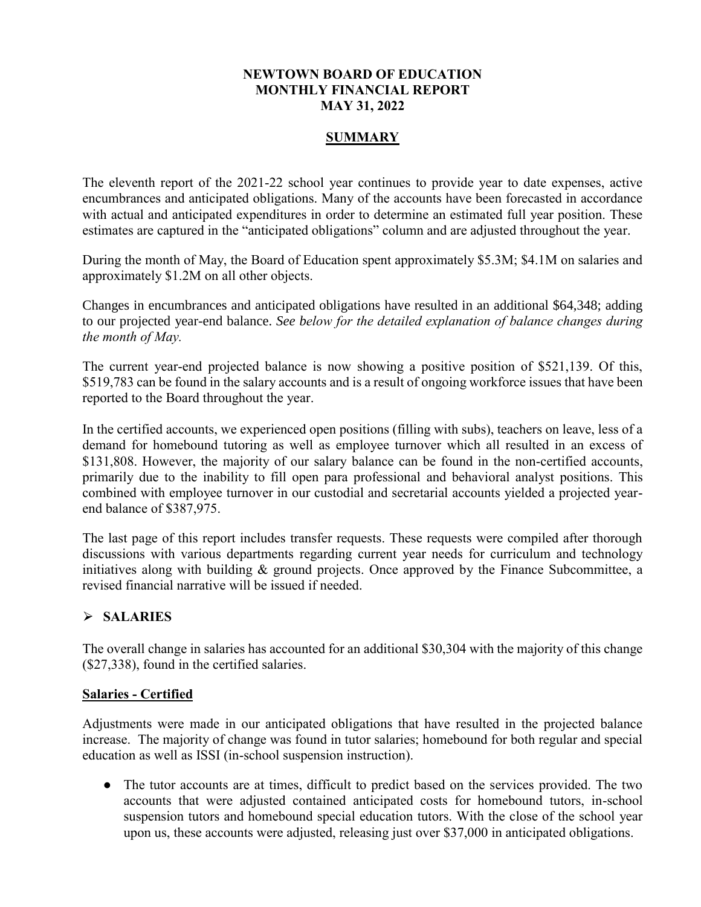**NEWTOWN BOARD OF EDUCATION**
**MONTHLY FINANCIAL REPORT**
**MAY 31, 2022**

## SUMMARY

The eleventh report of the 2021-22 school year continues to provide year to date expenses, active encumbrances and anticipated obligations. Many of the accounts have been forecasted in accordance with actual and anticipated expenditures in order to determine an estimated full year position. These estimates are captured in the "anticipated obligations" column and are adjusted throughout the year.

During the month of May, the Board of Education spent approximately $5.3M; $4.1M on salaries and approximately $1.2M on all other objects.

Changes in encumbrances and anticipated obligations have resulted in an additional $64,348; adding to our projected year-end balance. *See below for the detailed explanation of balance changes during the month of May.*

The current year-end projected balance is now showing a positive position of $521,139. Of this, $519,783 can be found in the salary accounts and is a result of ongoing workforce issues that have been reported to the Board throughout the year.

In the certified accounts, we experienced open positions (filling with subs), teachers on leave, less of a demand for homebound tutoring as well as employee turnover which all resulted in an excess of $131,808. However, the majority of our salary balance can be found in the non-certified accounts, primarily due to the inability to fill open para professional and behavioral analyst positions. This combined with employee turnover in our custodial and secretarial accounts yielded a projected year-end balance of $387,975.

The last page of this report includes transfer requests. These requests were compiled after thorough discussions with various departments regarding current year needs for curriculum and technology initiatives along with building & ground projects. Once approved by the Finance Subcommittee, a revised financial narrative will be issued if needed.

## ➢ SALARIES

The overall change in salaries has accounted for an additional $30,304 with the majority of this change ($27,338), found in the certified salaries.

### Salaries - Certified

Adjustments were made in our anticipated obligations that have resulted in the projected balance increase. The majority of change was found in tutor salaries; homebound for both regular and special education as well as ISSI (in-school suspension instruction).

- The tutor accounts are at times, difficult to predict based on the services provided. The two accounts that were adjusted contained anticipated costs for homebound tutors, in-school suspension tutors and homebound special education tutors. With the close of the school year upon us, these accounts were adjusted, releasing just over $37,000 in anticipated obligations.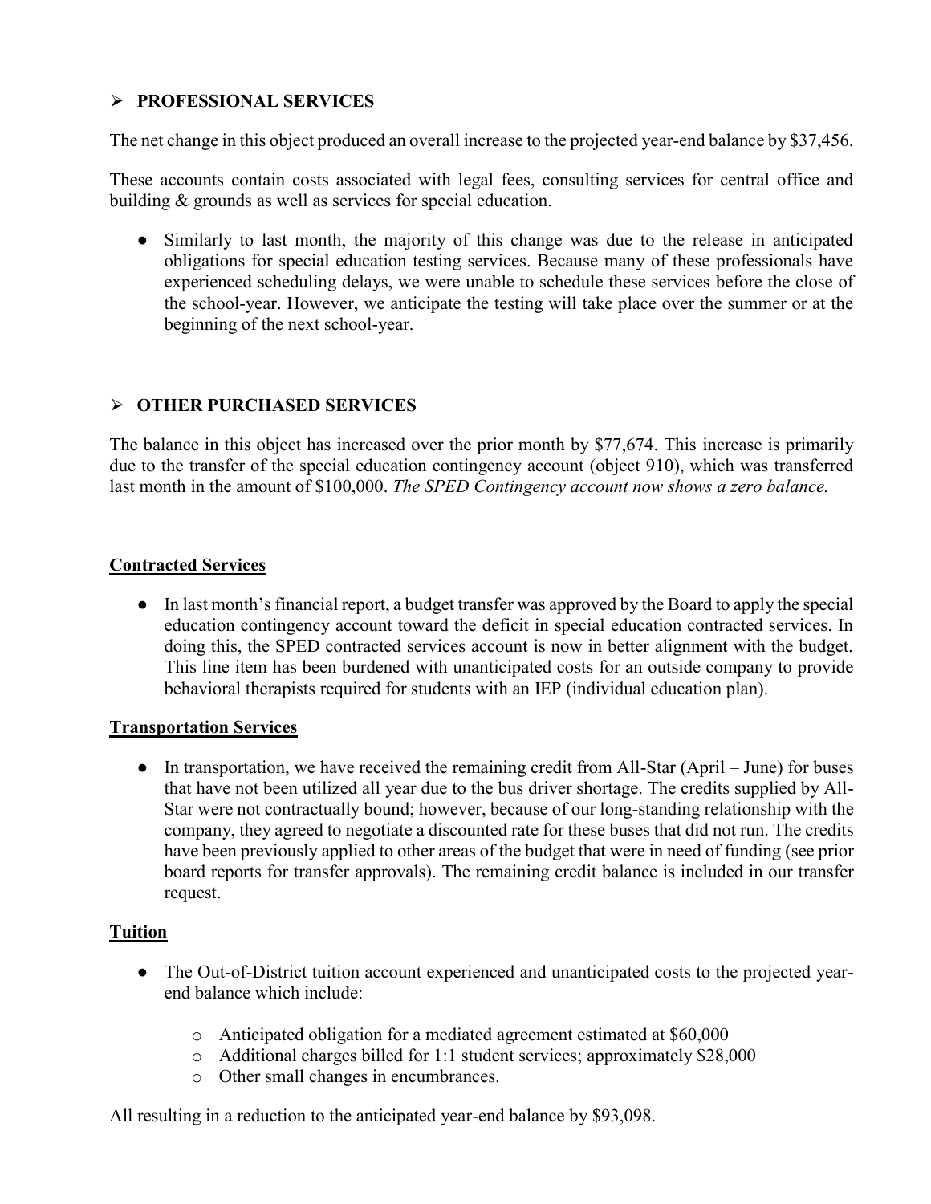## ➢ PROFESSIONAL SERVICES

The net change in this object produced an overall increase to the projected year-end balance by $37,456.

These accounts contain costs associated with legal fees, consulting services for central office and building & grounds as well as services for special education.

- Similarly to last month, the majority of this change was due to the release in anticipated obligations for special education testing services. Because many of these professionals have experienced scheduling delays, we were unable to schedule these services before the close of the school-year. However, we anticipate the testing will take place over the summer or at the beginning of the next school-year.

## ➢ OTHER PURCHASED SERVICES

The balance in this object has increased over the prior month by $77,674. This increase is primarily due to the transfer of the special education contingency account (object 910), which was transferred last month in the amount of $100,000. *The SPED Contingency account now shows a zero balance.*

### Contracted Services

- In last month's financial report, a budget transfer was approved by the Board to apply the special education contingency account toward the deficit in special education contracted services. In doing this, the SPED contracted services account is now in better alignment with the budget. This line item has been burdened with unanticipated costs for an outside company to provide behavioral therapists required for students with an IEP (individual education plan).

### Transportation Services

- In transportation, we have received the remaining credit from All-Star (April – June) for buses that have not been utilized all year due to the bus driver shortage. The credits supplied by All-Star were not contractually bound; however, because of our long-standing relationship with the company, they agreed to negotiate a discounted rate for these buses that did not run. The credits have been previously applied to other areas of the budget that were in need of funding (see prior board reports for transfer approvals). The remaining credit balance is included in our transfer request.

### Tuition

- The Out-of-District tuition account experienced and unanticipated costs to the projected year-end balance which include:
  - Anticipated obligation for a mediated agreement estimated at $60,000
  - Additional charges billed for 1:1 student services; approximately $28,000
  - Other small changes in encumbrances.

All resulting in a reduction to the anticipated year-end balance by $93,098.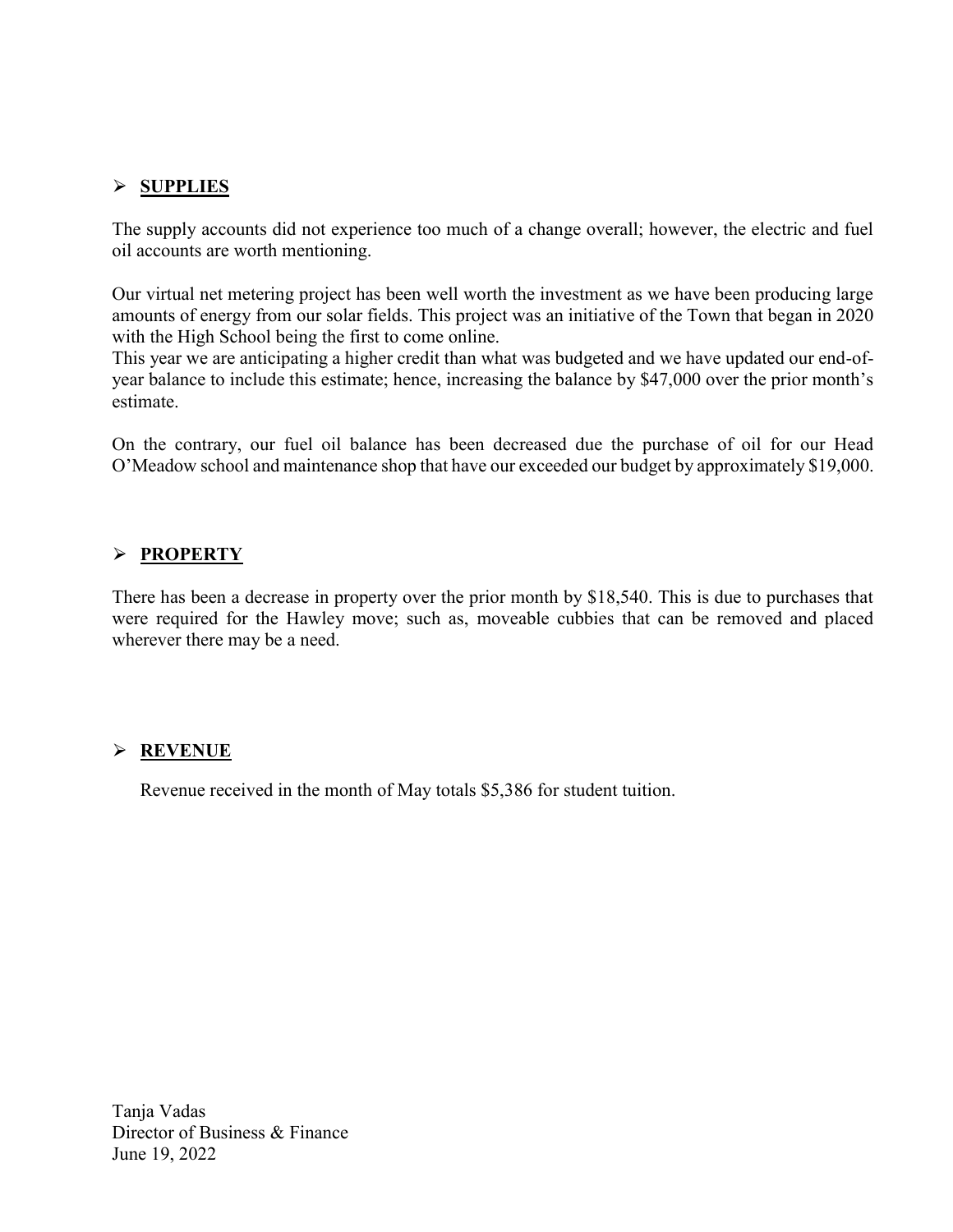## ➢ **SUPPLIES**

The supply accounts did not experience too much of a change overall; however, the electric and fuel oil accounts are worth mentioning.

Our virtual net metering project has been well worth the investment as we have been producing large amounts of energy from our solar fields. This project was an initiative of the Town that began in 2020 with the High School being the first to come online.
This year we are anticipating a higher credit than what was budgeted and we have updated our end-of-year balance to include this estimate; hence, increasing the balance by $47,000 over the prior month's estimate.

On the contrary, our fuel oil balance has been decreased due the purchase of oil for our Head O'Meadow school and maintenance shop that have our exceeded our budget by approximately $19,000.

## ➢ **PROPERTY**

There has been a decrease in property over the prior month by $18,540. This is due to purchases that were required for the Hawley move; such as, moveable cubbies that can be removed and placed wherever there may be a need.

## ➢ **REVENUE**

Revenue received in the month of May totals $5,386 for student tuition.

Tanja Vadas
Director of Business & Finance
June 19, 2022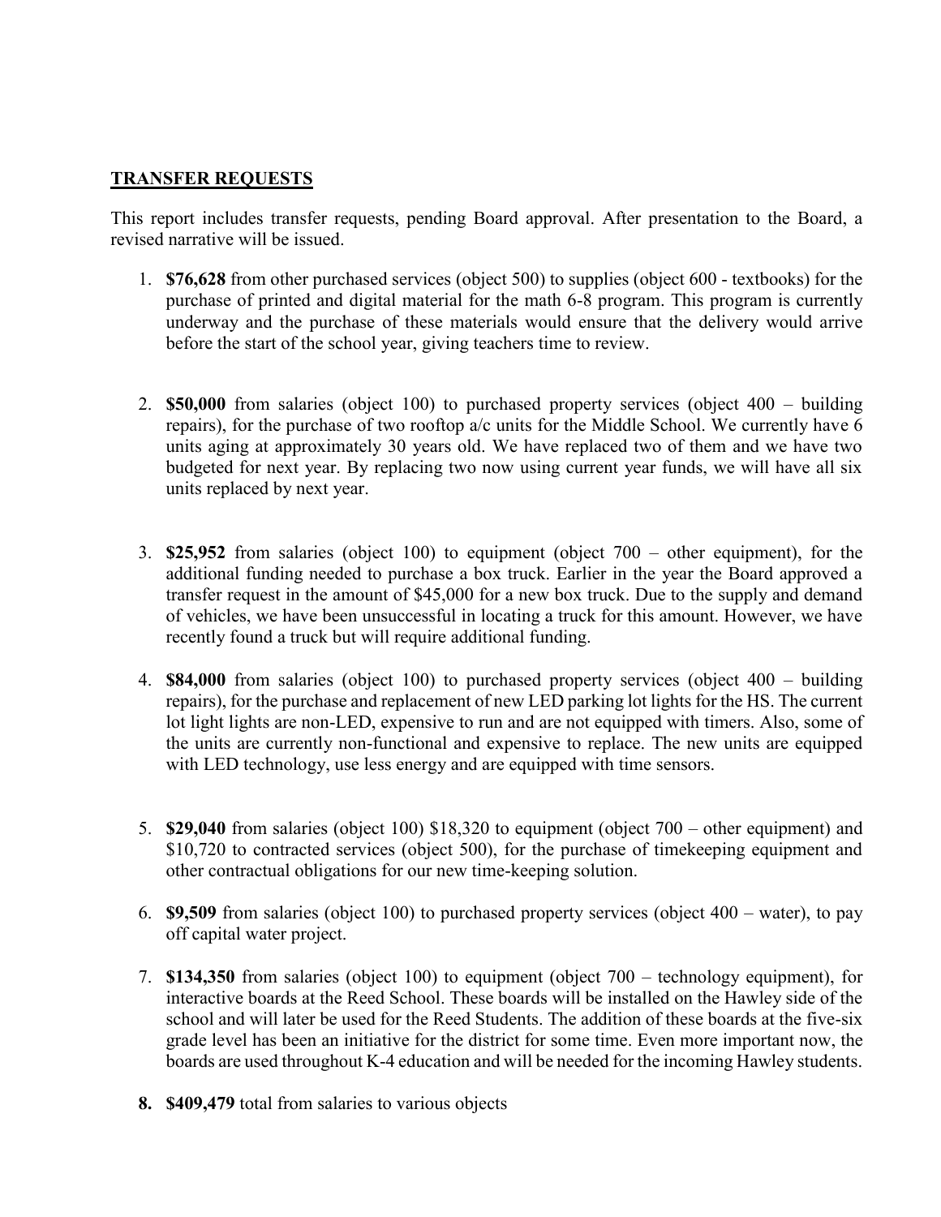## TRANSFER REQUESTS

This report includes transfer requests, pending Board approval. After presentation to the Board, a revised narrative will be issued.

1. **$76,628** from other purchased services (object 500) to supplies (object 600 - textbooks) for the purchase of printed and digital material for the math 6-8 program. This program is currently underway and the purchase of these materials would ensure that the delivery would arrive before the start of the school year, giving teachers time to review.

2. **$50,000** from salaries (object 100) to purchased property services (object 400 – building repairs), for the purchase of two rooftop a/c units for the Middle School. We currently have 6 units aging at approximately 30 years old. We have replaced two of them and we have two budgeted for next year. By replacing two now using current year funds, we will have all six units replaced by next year.

3. **$25,952** from salaries (object 100) to equipment (object 700 – other equipment), for the additional funding needed to purchase a box truck. Earlier in the year the Board approved a transfer request in the amount of $45,000 for a new box truck. Due to the supply and demand of vehicles, we have been unsuccessful in locating a truck for this amount. However, we have recently found a truck but will require additional funding.

4. **$84,000** from salaries (object 100) to purchased property services (object 400 – building repairs), for the purchase and replacement of new LED parking lot lights for the HS. The current lot light lights are non-LED, expensive to run and are not equipped with timers. Also, some of the units are currently non-functional and expensive to replace. The new units are equipped with LED technology, use less energy and are equipped with time sensors.

5. **$29,040** from salaries (object 100) $18,320 to equipment (object 700 – other equipment) and $10,720 to contracted services (object 500), for the purchase of timekeeping equipment and other contractual obligations for our new time-keeping solution.

6. **$9,509** from salaries (object 100) to purchased property services (object 400 – water), to pay off capital water project.

7. **$134,350** from salaries (object 100) to equipment (object 700 – technology equipment), for interactive boards at the Reed School. These boards will be installed on the Hawley side of the school and will later be used for the Reed Students. The addition of these boards at the five-six grade level has been an initiative for the district for some time. Even more important now, the boards are used throughout K-4 education and will be needed for the incoming Hawley students.

8. **$409,479** total from salaries to various objects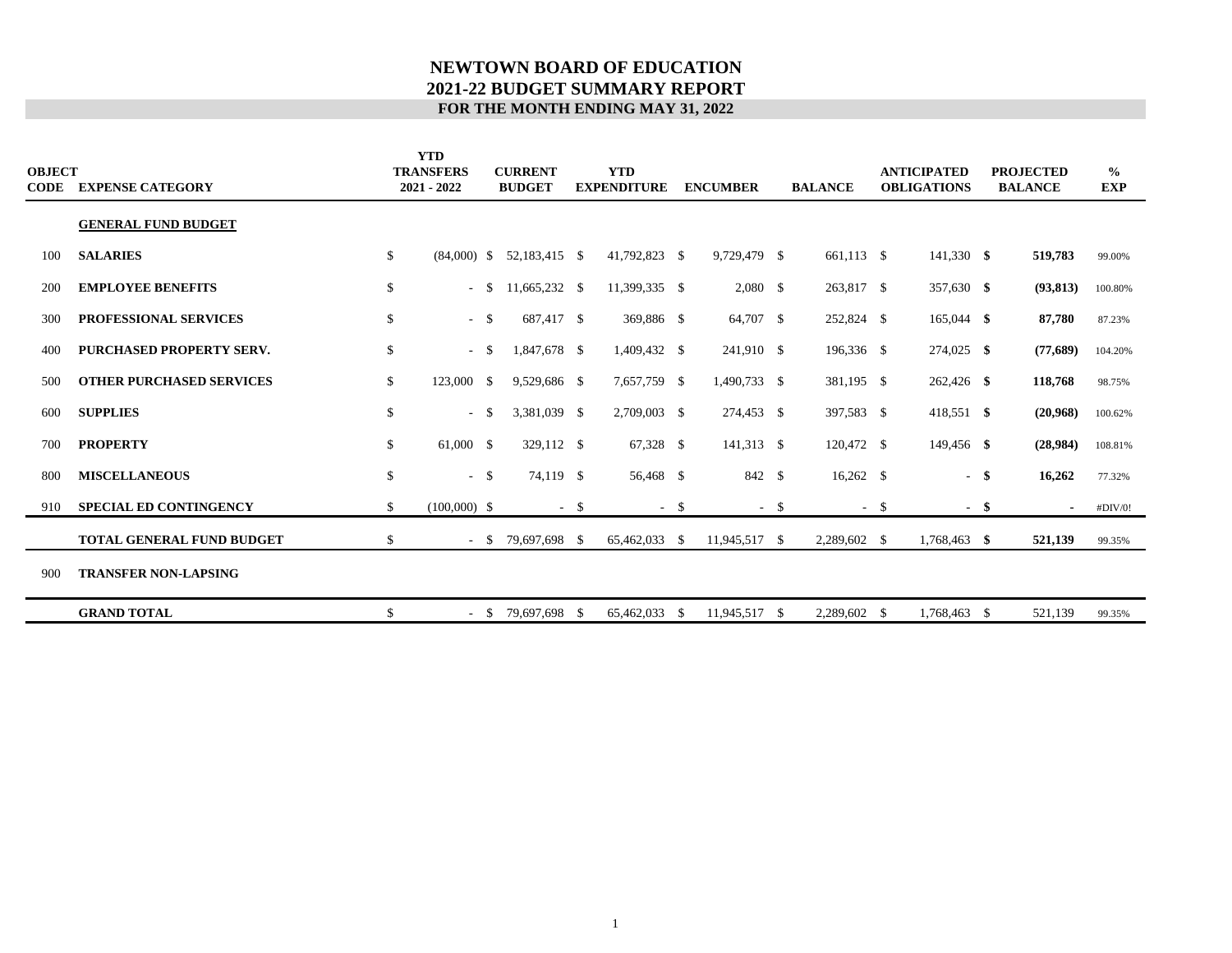# NEWTOWN BOARD OF EDUCATION
## 2021-22 BUDGET SUMMARY REPORT
### FOR THE MONTH ENDING MAY 31, 2022

| OBJECT CODE | EXPENSE CATEGORY | YTD TRANSFERS 2021 - 2022 | CURRENT BUDGET | YTD EXPENDITURE | ENCUMBER | BALANCE | ANTICIPATED OBLIGATIONS | PROJECTED BALANCE | % EXP |
|---|---|---|---|---|---|---|---|---|---|
| | **GENERAL FUND BUDGET** | | | | | | | | |
| 100 | **SALARIES** | $ (84,000) | $ 52,183,415 | $ 41,792,823 | $ 9,729,479 | $ 661,113 | $ 141,330 | **$ 519,783** | 99.00% |
| 200 | **EMPLOYEE BENEFITS** | $ - | $ 11,665,232 | $ 11,399,335 | $ 2,080 | $ 263,817 | $ 357,630 | **$ (93,813)** | 100.80% |
| 300 | **PROFESSIONAL SERVICES** | $ - | $ 687,417 | $ 369,886 | $ 64,707 | $ 252,824 | $ 165,044 | **$ 87,780** | 87.23% |
| 400 | **PURCHASED PROPERTY SERV.** | $ - | $ 1,847,678 | $ 1,409,432 | $ 241,910 | $ 196,336 | $ 274,025 | **$ (77,689)** | 104.20% |
| 500 | **OTHER PURCHASED SERVICES** | $ 123,000 | $ 9,529,686 | $ 7,657,759 | $ 1,490,733 | $ 381,195 | $ 262,426 | **$ 118,768** | 98.75% |
| 600 | **SUPPLIES** | $ - | $ 3,381,039 | $ 2,709,003 | $ 274,453 | $ 397,583 | $ 418,551 | **$ (20,968)** | 100.62% |
| 700 | **PROPERTY** | $ 61,000 | $ 329,112 | $ 67,328 | $ 141,313 | $ 120,472 | $ 149,456 | **$ (28,984)** | 108.81% |
| 800 | **MISCELLANEOUS** | $ - | $ 74,119 | $ 56,468 | $ 842 | $ 16,262 | $ - | **$ 16,262** | 77.32% |
| 910 | **SPECIAL ED CONTINGENCY** | $ (100,000) | $ - | $ - | $ - | $ - | $ - | **$ -** | #DIV/0! |
| | **TOTAL GENERAL FUND BUDGET** | $ - | $ 79,697,698 | $ 65,462,033 | $ 11,945,517 | $ 2,289,602 | $ 1,768,463 | **$ 521,139** | 99.35% |
| 900 | **TRANSFER NON-LAPSING** | | | | | | | | |
| | **GRAND TOTAL** | $ - | $ 79,697,698 | $ 65,462,033 | $ 11,945,517 | $ 2,289,602 | $ 1,768,463 | $ 521,139 | 99.35% |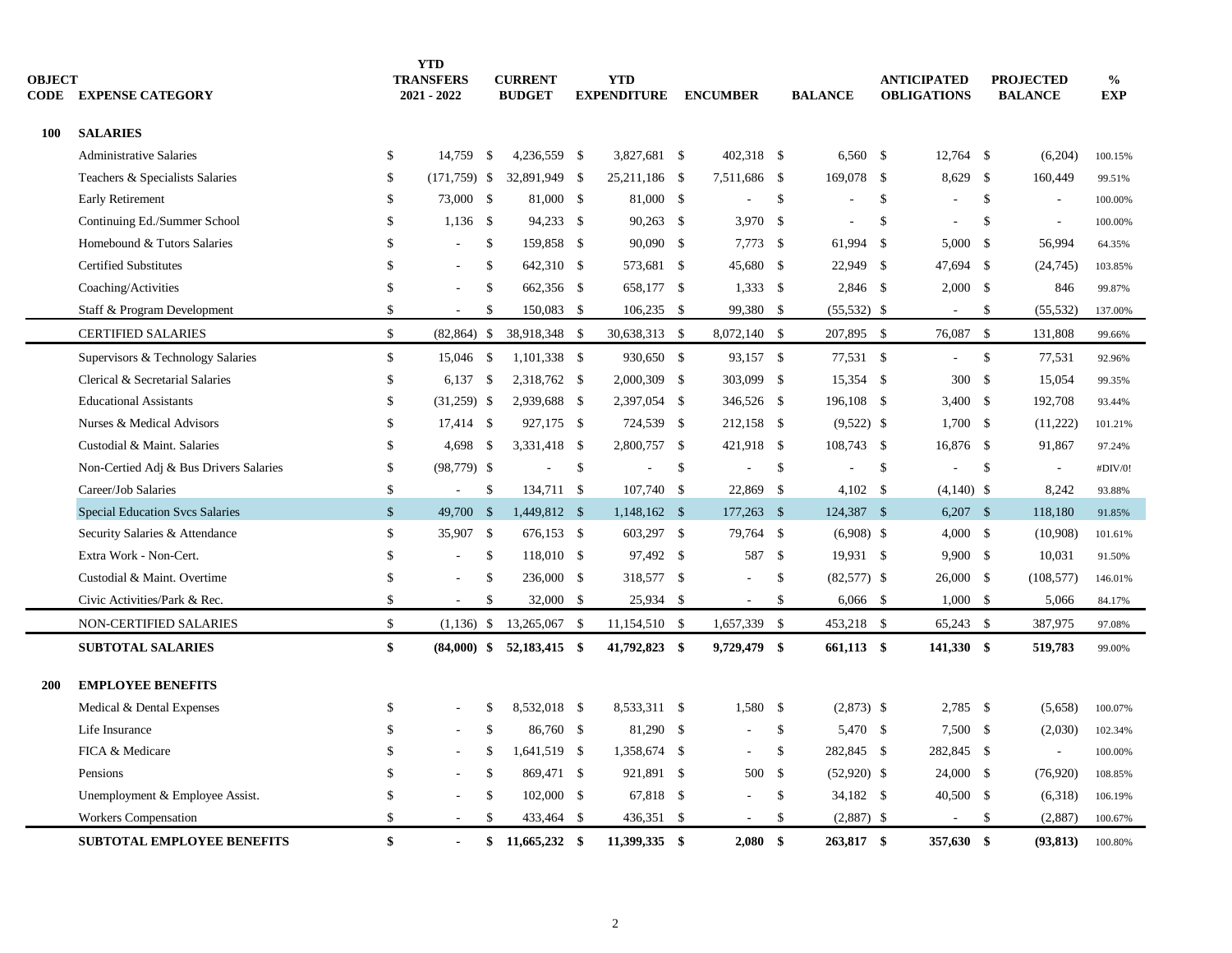| OBJECT CODE | EXPENSE CATEGORY | YTD TRANSFERS 2021 - 2022 | CURRENT BUDGET | YTD EXPENDITURE | ENCUMBER | BALANCE | ANTICIPATED OBLIGATIONS | PROJECTED BALANCE | % EXP |
|---|---|---|---|---|---|---|---|---|---|
| **100** | **SALARIES** | | | | | | | | |
| | Administrative Salaries | $ 14,759 | $ 4,236,559 | $ 3,827,681 | $ 402,318 | $ 6,560 | $ 12,764 | $ (6,204) | 100.15% |
| | Teachers & Specialists Salaries | $ (171,759) | $ 32,891,949 | $ 25,211,186 | $ 7,511,686 | $ 169,078 | $ 8,629 | $ 160,449 | 99.51% |
| | Early Retirement | $ 73,000 | $ 81,000 | $ 81,000 | $ - | $ - | $ - | $ - | 100.00% |
| | Continuing Ed./Summer School | $ 1,136 | $ 94,233 | $ 90,263 | $ 3,970 | $ - | $ - | $ - | 100.00% |
| | Homebound & Tutors Salaries | $ - | $ 159,858 | $ 90,090 | $ 7,773 | $ 61,994 | $ 5,000 | $ 56,994 | 64.35% |
| | Certified Substitutes | $ - | $ 642,310 | $ 573,681 | $ 45,680 | $ 22,949 | $ 47,694 | $ (24,745) | 103.85% |
| | Coaching/Activities | $ - | $ 662,356 | $ 658,177 | $ 1,333 | $ 2,846 | $ 2,000 | $ 846 | 99.87% |
| | Staff & Program Development | $ - | $ 150,083 | $ 106,235 | $ 99,380 | $ (55,532) | $ - | $ (55,532) | 137.00% |
| | CERTIFIED SALARIES | $ (82,864) | $ 38,918,348 | $ 30,638,313 | $ 8,072,140 | $ 207,895 | $ 76,087 | $ 131,808 | 99.66% |
| | Supervisors & Technology Salaries | $ 15,046 | $ 1,101,338 | $ 930,650 | $ 93,157 | $ 77,531 | $ - | $ 77,531 | 92.96% |
| | Clerical & Secretarial Salaries | $ 6,137 | $ 2,318,762 | $ 2,000,309 | $ 303,099 | $ 15,354 | $ 300 | $ 15,054 | 99.35% |
| | Educational Assistants | $ (31,259) | $ 2,939,688 | $ 2,397,054 | $ 346,526 | $ 196,108 | $ 3,400 | $ 192,708 | 93.44% |
| | Nurses & Medical Advisors | $ 17,414 | $ 927,175 | $ 724,539 | $ 212,158 | $ (9,522) | $ 1,700 | $ (11,222) | 101.21% |
| | Custodial & Maint. Salaries | $ 4,698 | $ 3,331,418 | $ 2,800,757 | $ 421,918 | $ 108,743 | $ 16,876 | $ 91,867 | 97.24% |
| | Non-Certied Adj & Bus Drivers Salaries | $ (98,779) | $ - | $ - | $ - | $ - | $ - | $ - | #DIV/0! |
| | Career/Job Salaries | $ - | $ 134,711 | $ 107,740 | $ 22,869 | $ 4,102 | $ (4,140) | $ 8,242 | 93.88% |
| | Special Education Svcs Salaries | $ 49,700 | $ 1,449,812 | $ 1,148,162 | $ 177,263 | $ 124,387 | $ 6,207 | $ 118,180 | 91.85% |
| | Security Salaries & Attendance | $ 35,907 | $ 676,153 | $ 603,297 | $ 79,764 | $ (6,908) | $ 4,000 | $ (10,908) | 101.61% |
| | Extra Work - Non-Cert. | $ - | $ 118,010 | $ 97,492 | $ 587 | $ 19,931 | $ 9,900 | $ 10,031 | 91.50% |
| | Custodial & Maint. Overtime | $ - | $ 236,000 | $ 318,577 | $ - | $ (82,577) | $ 26,000 | $ (108,577) | 146.01% |
| | Civic Activities/Park & Rec. | $ - | $ 32,000 | $ 25,934 | $ - | $ 6,066 | $ 1,000 | $ 5,066 | 84.17% |
| | NON-CERTIFIED SALARIES | $ (1,136) | $ 13,265,067 | $ 11,154,510 | $ 1,657,339 | $ 453,218 | $ 65,243 | $ 387,975 | 97.08% |
| | **SUBTOTAL SALARIES** | **$ (84,000)** | **$ 52,183,415** | **$ 41,792,823** | **$ 9,729,479** | **$ 661,113** | **$ 141,330** | **$ 519,783** | 99.00% |
| **200** | **EMPLOYEE BENEFITS** | | | | | | | | |
| | Medical & Dental Expenses | $ - | $ 8,532,018 | $ 8,533,311 | $ 1,580 | $ (2,873) | $ 2,785 | $ (5,658) | 100.07% |
| | Life Insurance | $ - | $ 86,760 | $ 81,290 | $ - | $ 5,470 | $ 7,500 | $ (2,030) | 102.34% |
| | FICA & Medicare | $ - | $ 1,641,519 | $ 1,358,674 | $ - | $ 282,845 | $ 282,845 | $ - | 100.00% |
| | Pensions | $ - | $ 869,471 | $ 921,891 | $ 500 | $ (52,920) | $ 24,000 | $ (76,920) | 108.85% |
| | Unemployment & Employee Assist. | $ - | $ 102,000 | $ 67,818 | $ - | $ 34,182 | $ 40,500 | $ (6,318) | 106.19% |
| | Workers Compensation | $ - | $ 433,464 | $ 436,351 | $ - | $ (2,887) | $ - | $ (2,887) | 100.67% |
| | **SUBTOTAL EMPLOYEE BENEFITS** | **$ -** | **$ 11,665,232** | **$ 11,399,335** | **$ 2,080** | **$ 263,817** | **$ 357,630** | **$ (93,813)** | 100.80% |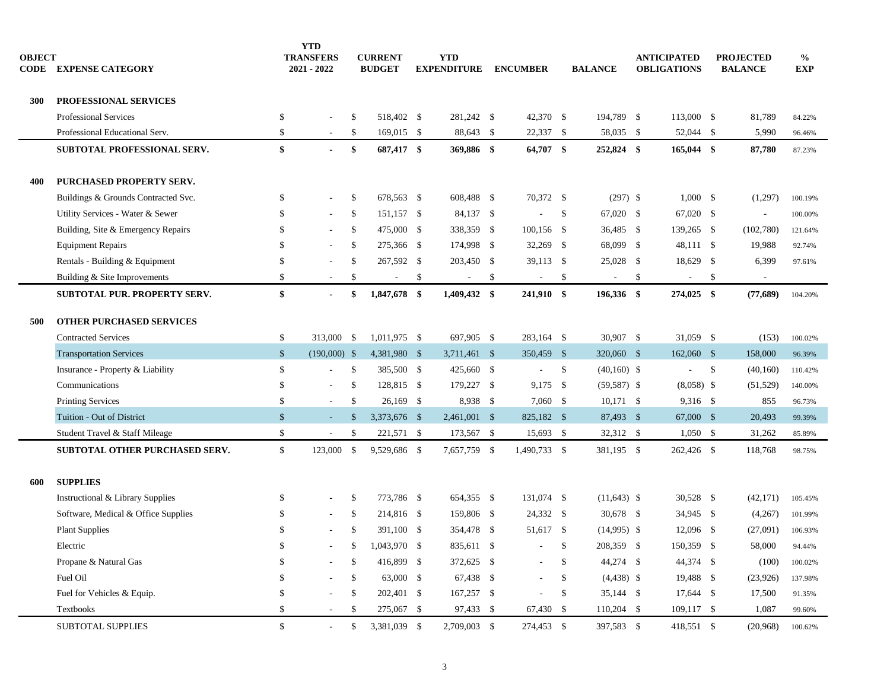| OBJECT CODE | EXPENSE CATEGORY | YTD TRANSFERS 2021 - 2022 | CURRENT BUDGET | YTD EXPENDITURE | ENCUMBER | BALANCE | ANTICIPATED OBLIGATIONS | PROJECTED BALANCE | % EXP |
|---|---|---|---|---|---|---|---|---|---|
| **300** | **PROFESSIONAL SERVICES** | | | | | | | | |
| | Professional Services | $ - | $ 518,402 | $ 281,242 | $ 42,370 | $ 194,789 | $ 113,000 | $ 81,789 | 84.22% |
| | Professional Educational Serv. | $ - | $ 169,015 | $ 88,643 | $ 22,337 | $ 58,035 | $ 52,044 | $ 5,990 | 96.46% |
| | **SUBTOTAL PROFESSIONAL SERV.** | **$ -** | **$ 687,417** | **$ 369,886** | **$ 64,707** | **$ 252,824** | **$ 165,044** | **$ 87,780** | 87.23% |
| **400** | **PURCHASED PROPERTY SERV.** | | | | | | | | |
| | Buildings & Grounds Contracted Svc. | $ - | $ 678,563 | $ 608,488 | $ 70,372 | $ (297) | $ 1,000 | $ (1,297) | 100.19% |
| | Utility Services - Water & Sewer | $ - | $ 151,157 | $ 84,137 | $ - | $ 67,020 | $ 67,020 | $ - | 100.00% |
| | Building, Site & Emergency Repairs | $ - | $ 475,000 | $ 338,359 | $ 100,156 | $ 36,485 | $ 139,265 | $ (102,780) | 121.64% |
| | Equipment Repairs | $ - | $ 275,366 | $ 174,998 | $ 32,269 | $ 68,099 | $ 48,111 | $ 19,988 | 92.74% |
| | Rentals - Building & Equipment | $ - | $ 267,592 | $ 203,450 | $ 39,113 | $ 25,028 | $ 18,629 | $ 6,399 | 97.61% |
| | Building & Site Improvements | $ - | $ - | $ - | $ - | $ - | $ - | $ - | |
| | **SUBTOTAL PUR. PROPERTY SERV.** | **$ -** | **$ 1,847,678** | **$ 1,409,432** | **$ 241,910** | **$ 196,336** | **$ 274,025** | **$ (77,689)** | 104.20% |
| **500** | **OTHER PURCHASED SERVICES** | | | | | | | | |
| | Contracted Services | $ 313,000 | $ 1,011,975 | $ 697,905 | $ 283,164 | $ 30,907 | $ 31,059 | $ (153) | 100.02% |
| | Transportation Services | $ (190,000) | $ 4,381,980 | $ 3,711,461 | $ 350,459 | $ 320,060 | $ 162,060 | $ 158,000 | 96.39% |
| | Insurance - Property & Liability | $ - | $ 385,500 | $ 425,660 | $ - | $ (40,160) | $ - | $ (40,160) | 110.42% |
| | Communications | $ - | $ 128,815 | $ 179,227 | $ 9,175 | $ (59,587) | $ (8,058) | $ (51,529) | 140.00% |
| | Printing Services | $ - | $ 26,169 | $ 8,938 | $ 7,060 | $ 10,171 | $ 9,316 | $ 855 | 96.73% |
| | Tuition - Out of District | $ - | $ 3,373,676 | $ 2,461,001 | $ 825,182 | $ 87,493 | $ 67,000 | $ 20,493 | 99.39% |
| | Student Travel & Staff Mileage | $ - | $ 221,571 | $ 173,567 | $ 15,693 | $ 32,312 | $ 1,050 | $ 31,262 | 85.89% |
| | **SUBTOTAL OTHER PURCHASED SERV.** | $ 123,000 | $ 9,529,686 | $ 7,657,759 | $ 1,490,733 | $ 381,195 | $ 262,426 | $ 118,768 | 98.75% |
| **600** | **SUPPLIES** | | | | | | | | |
| | Instructional & Library Supplies | $ - | $ 773,786 | $ 654,355 | $ 131,074 | $ (11,643) | $ 30,528 | $ (42,171) | 105.45% |
| | Software, Medical & Office Supplies | $ - | $ 214,816 | $ 159,806 | $ 24,332 | $ 30,678 | $ 34,945 | $ (4,267) | 101.99% |
| | Plant Supplies | $ - | $ 391,100 | $ 354,478 | $ 51,617 | $ (14,995) | $ 12,096 | $ (27,091) | 106.93% |
| | Electric | $ - | $ 1,043,970 | $ 835,611 | $ - | $ 208,359 | $ 150,359 | $ 58,000 | 94.44% |
| | Propane & Natural Gas | $ - | $ 416,899 | $ 372,625 | $ - | $ 44,274 | $ 44,374 | $ (100) | 100.02% |
| | Fuel Oil | $ - | $ 63,000 | $ 67,438 | $ - | $ (4,438) | $ 19,488 | $ (23,926) | 137.98% |
| | Fuel for Vehicles & Equip. | $ - | $ 202,401 | $ 167,257 | $ - | $ 35,144 | $ 17,644 | $ 17,500 | 91.35% |
| | Textbooks | $ - | $ 275,067 | $ 97,433 | $ 67,430 | $ 110,204 | $ 109,117 | $ 1,087 | 99.60% |
| | SUBTOTAL SUPPLIES | $ - | $ 3,381,039 | $ 2,709,003 | $ 274,453 | $ 397,583 | $ 418,551 | $ (20,968) | 100.62% |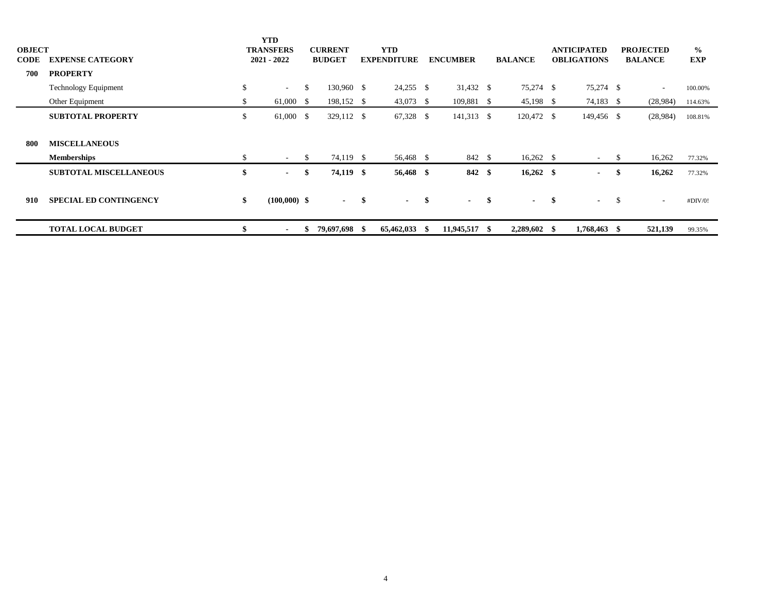| OBJECT CODE | EXPENSE CATEGORY | YTD TRANSFERS 2021 - 2022 | CURRENT BUDGET | YTD EXPENDITURE | ENCUMBER | BALANCE | ANTICIPATED OBLIGATIONS | PROJECTED BALANCE | % EXP |
|---|---|---|---|---|---|---|---|---|---|
| **700** | **PROPERTY** | | | | | | | | |
| | Technology Equipment | $ - | $ 130,960 | $ 24,255 | $ 31,432 | $ 75,274 | $ 75,274 | $ - | 100.00% |
| | Other Equipment | $ 61,000 | $ 198,152 | $ 43,073 | $ 109,881 | $ 45,198 | $ 74,183 | $ (28,984) | 114.63% |
| | **SUBTOTAL PROPERTY** | $ 61,000 | $ 329,112 | $ 67,328 | $ 141,313 | $ 120,472 | $ 149,456 | $ (28,984) | 108.81% |
| **800** | **MISCELLANEOUS** | | | | | | | | |
| | **Memberships** | $ - | $ 74,119 | $ 56,468 | $ 842 | $ 16,262 | $ - | $ 16,262 | 77.32% |
| | **SUBTOTAL MISCELLANEOUS** | **$ -** | **$ 74,119** | **$ 56,468** | **$ 842** | **$ 16,262** | **$ -** | **$ 16,262** | 77.32% |
| **910** | **SPECIAL ED CONTINGENCY** | **$ (100,000)** | **$ -** | **$ -** | **$ -** | **$ -** | **$ -** | $ - | #DIV/0! |
| | **TOTAL LOCAL BUDGET** | **$ -** | **$ 79,697,698** | **$ 65,462,033** | **$ 11,945,517** | **$ 2,289,602** | **$ 1,768,463** | **$ 521,139** | 99.35% |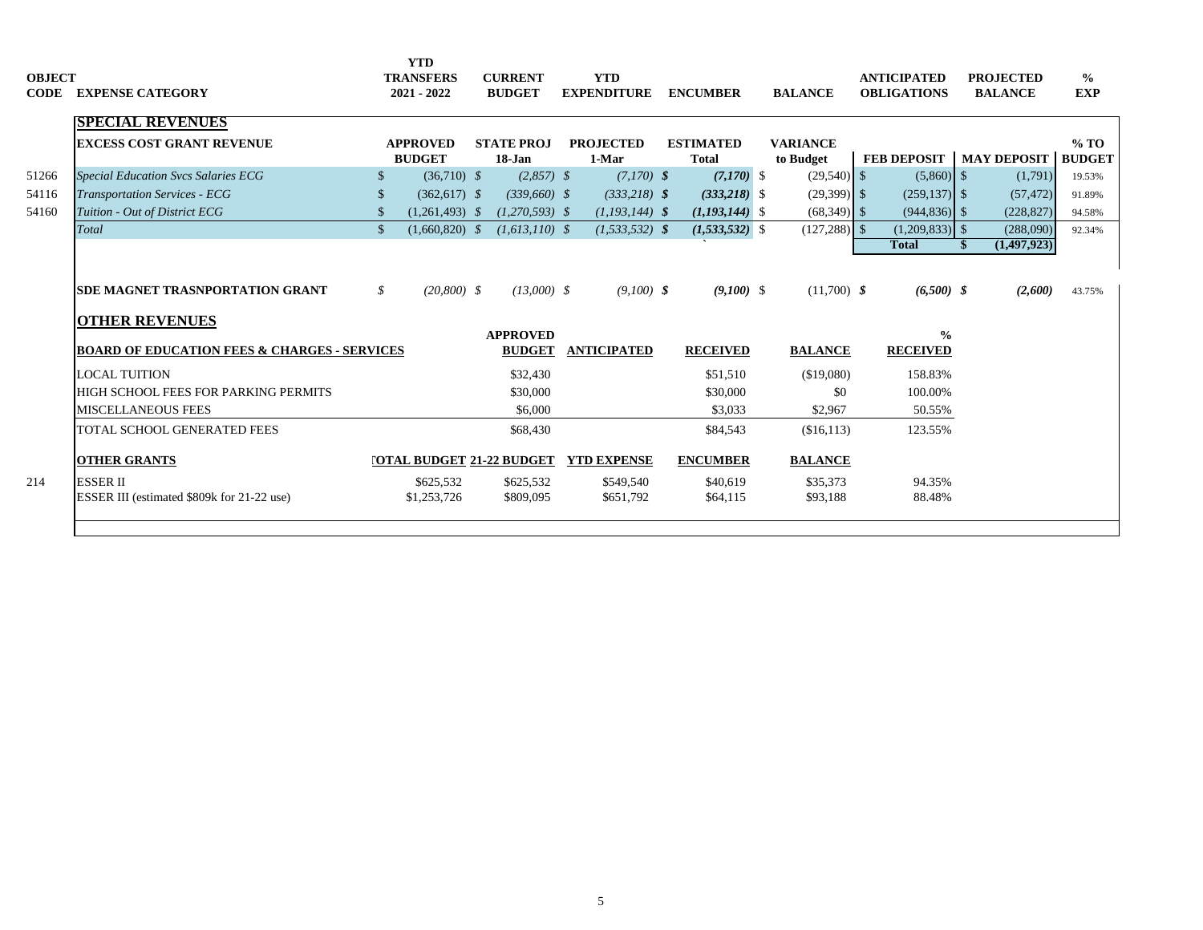| OBJECT CODE | EXPENSE CATEGORY | YTD TRANSFERS 2021 - 2022 | CURRENT BUDGET | YTD EXPENDITURE | ENCUMBER | BALANCE | ANTICIPATED OBLIGATIONS | PROJECTED BALANCE | % EXP |
|---|---|---|---|---|---|---|---|---|---|
| | **SPECIAL REVENUES** | | | | | | | | |
| | **EXCESS COST GRANT REVENUE** | **APPROVED BUDGET** | **STATE PROJ 18-Jan** | **PROJECTED 1-Mar** | **ESTIMATED Total** | **VARIANCE to Budget** | **FEB DEPOSIT** | **MAY DEPOSIT** | **% TO BUDGET** |
| 51266 | *Special Education Svcs Salaries ECG* | $ (36,710) | $ *(2,857)* | $ *(7,170)* | $ ***(7,170)*** | $ (29,540) | $ (5,860) | $ (1,791) | 19.53% |
| 54116 | *Transportation Services - ECG* | $ (362,617) | $ *(339,660)* | $ *(333,218)* | $ ***(333,218)*** | $ (29,399) | $ (259,137) | $ (57,472) | 91.89% |
| 54160 | *Tuition - Out of District ECG* | $ (1,261,493) | $ *(1,270,593)* | $ *(1,193,144)* | $ ***(1,193,144)*** | $ (68,349) | $ (944,836) | $ (228,827) | 94.58% |
| | *Total* | $ (1,660,820) | $ *(1,613,110)* | $ *(1,533,532)* | $ ***(1,533,532)*** | $ (127,288) | $ (1,209,833) | $ (288,090) | 92.34% |
| | | | | | | | **Total** | **$ (1,497,923)** | |
| | **SDE MAGNET TRASNPORTATION GRANT** | $ *(20,800)* | $ *(13,000)* | $ *(9,100)* | $ ***(9,100)*** | $ (11,700) | $ ***(6,500)*** | $ ***(2,600)*** | 43.75% |

**OTHER REVENUES**

| BOARD OF EDUCATION FEES & CHARGES - SERVICES | APPROVED BUDGET | ANTICIPATED | RECEIVED | BALANCE | % RECEIVED |
|---|---|---|---|---|---|
| LOCAL TUITION | $32,430 | | $51,510 | ($19,080) | 158.83% |
| HIGH SCHOOL FEES FOR PARKING PERMITS | $30,000 | | $30,000 | $0 | 100.00% |
| MISCELLANEOUS FEES | $6,000 | | $3,033 | $2,967 | 50.55% |
| TOTAL SCHOOL GENERATED FEES | $68,430 | | $84,543 | ($16,113) | 123.55% |

| | OTHER GRANTS | TOTAL BUDGET | 21-22 BUDGET | YTD EXPENSE | ENCUMBER | BALANCE | |
|---|---|---|---|---|---|---|---|
| 214 | ESSER II | $625,532 | $625,532 | $549,540 | $40,619 | $35,373 | 94.35% |
| | ESSER III (estimated $809k for 21-22 use) | $1,253,726 | $809,095 | $651,792 | $64,115 | $93,188 | 88.48% |